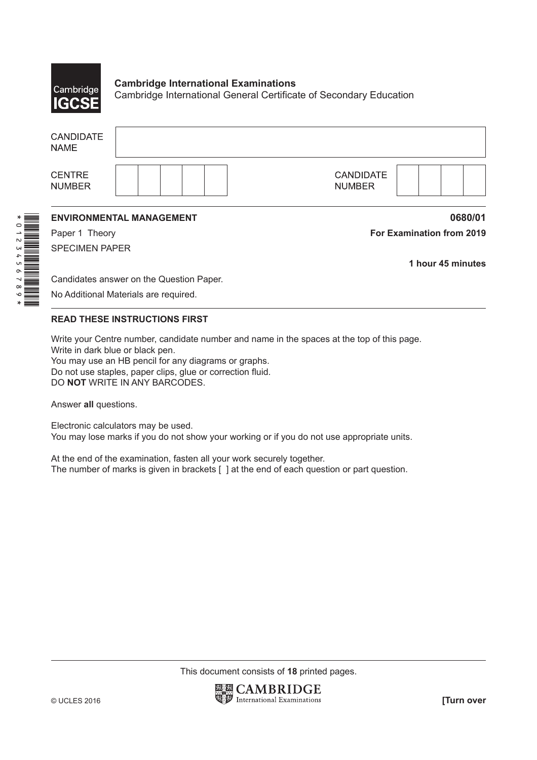**Cambridge International Examinations**
Cambridge International General Certificate of Secondary Education

| | |
|---|---|
| CANDIDATE NAME | |
| CENTRE NUMBER | |
| CANDIDATE NUMBER | |

**ENVIRONMENTAL MANAGEMENT** **0680/01**

Paper 1 Theory **For Examination from 2019**

SPECIMEN PAPER

**1 hour 45 minutes**

Candidates answer on the Question Paper.

No Additional Materials are required.

**READ THESE INSTRUCTIONS FIRST**

Write your Centre number, candidate number and name in the spaces at the top of this page.
Write in dark blue or black pen.
You may use an HB pencil for any diagrams or graphs.
Do not use staples, paper clips, glue or correction fluid.
DO **NOT** WRITE IN ANY BARCODES.

Answer **all** questions.

Electronic calculators may be used.
You may lose marks if you do not show your working or if you do not use appropriate units.

At the end of the examination, fasten all your work securely together.
The number of marks is given in brackets [ ] at the end of each question or part question.

This document consists of **18** printed pages.

© UCLES 2016 **[Turn over**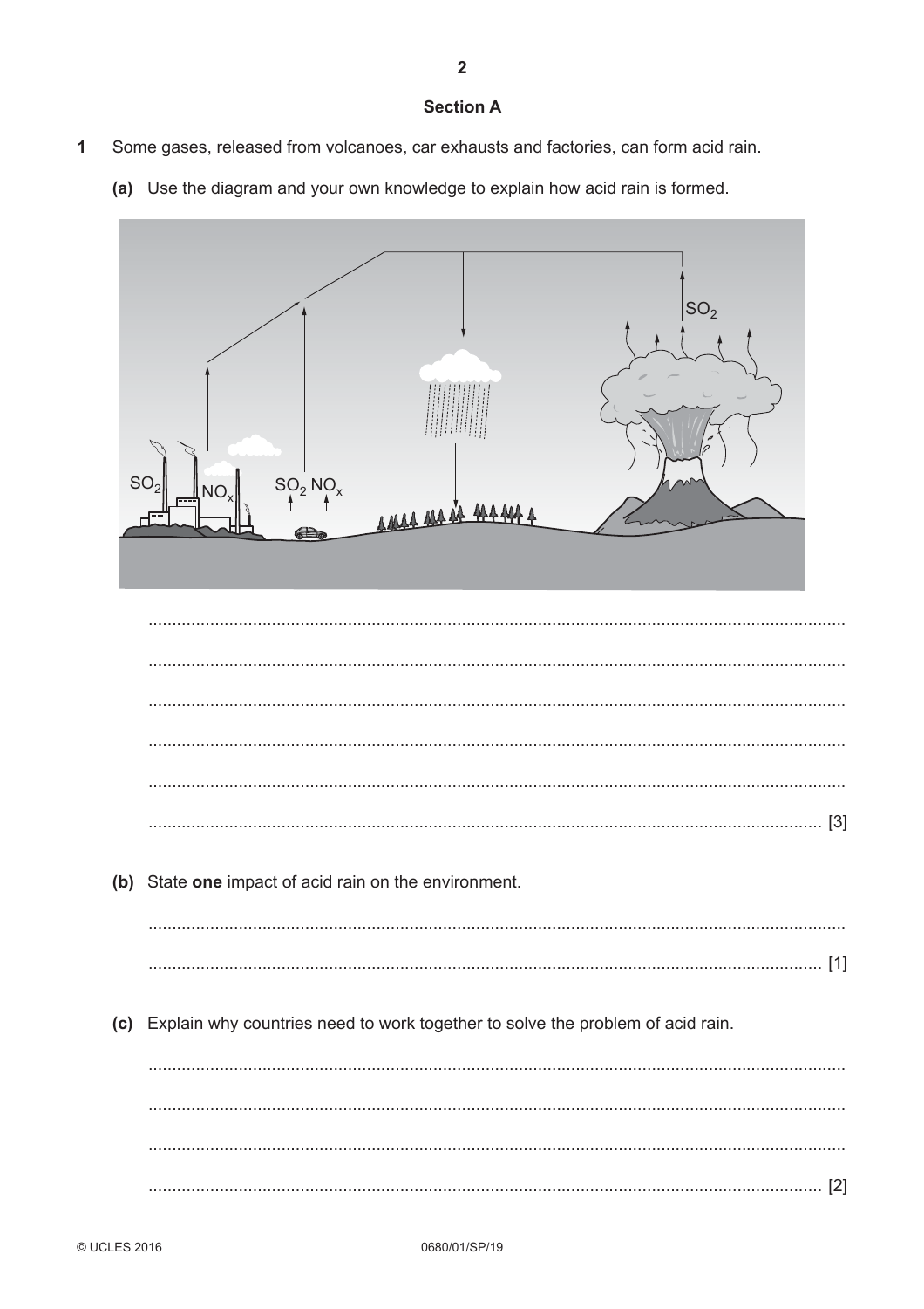## Section A

**1** Some gases, released from volcanoes, car exhausts and factories, can form acid rain.

**(a)** Use the diagram and your own knowledge to explain how acid rain is formed.

..........................................................................................................................................

..........................................................................................................................................

..........................................................................................................................................

..........................................................................................................................................

..........................................................................................................................................

.................................................................................................................................... [3]

**(b)** State **one** impact of acid rain on the environment.

..........................................................................................................................................

.................................................................................................................................... [1]

**(c)** Explain why countries need to work together to solve the problem of acid rain.

..........................................................................................................................................

..........................................................................................................................................

..........................................................................................................................................

.................................................................................................................................... [2]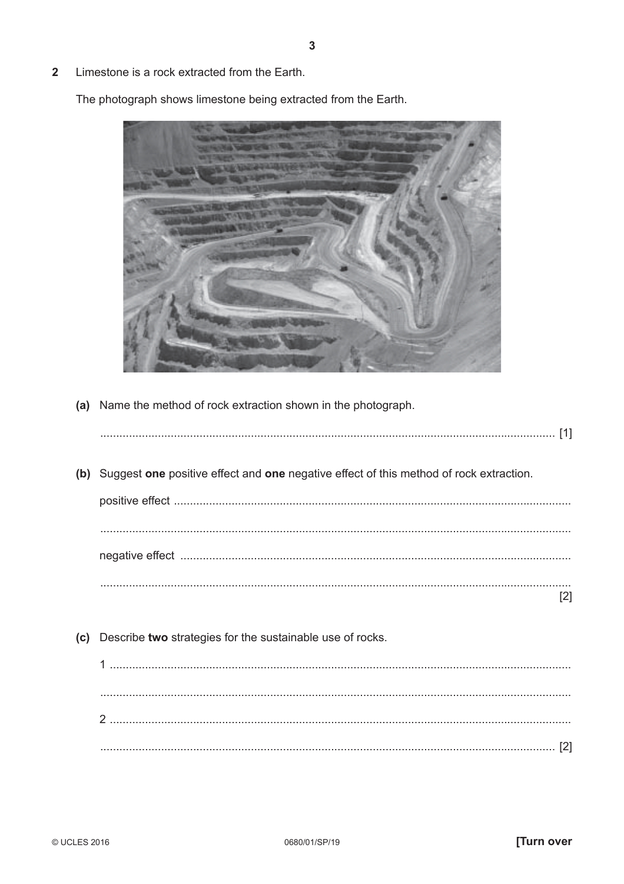2 Limestone is a rock extracted from the Earth.

The photograph shows limestone being extracted from the Earth.

(a) Name the method of rock extraction shown in the photograph.

........................................................................................................................................ [1]

(b) Suggest **one** positive effect and **one** negative effect of this method of rock extraction.

positive effect ..........................................................................................................................

........................................................................................................................................

negative effect .........................................................................................................................

........................................................................................................................................ [2]

(c) Describe **two** strategies for the sustainable use of rocks.

1 ..............................................................................................................................................

........................................................................................................................................

2 ..............................................................................................................................................

........................................................................................................................................ [2]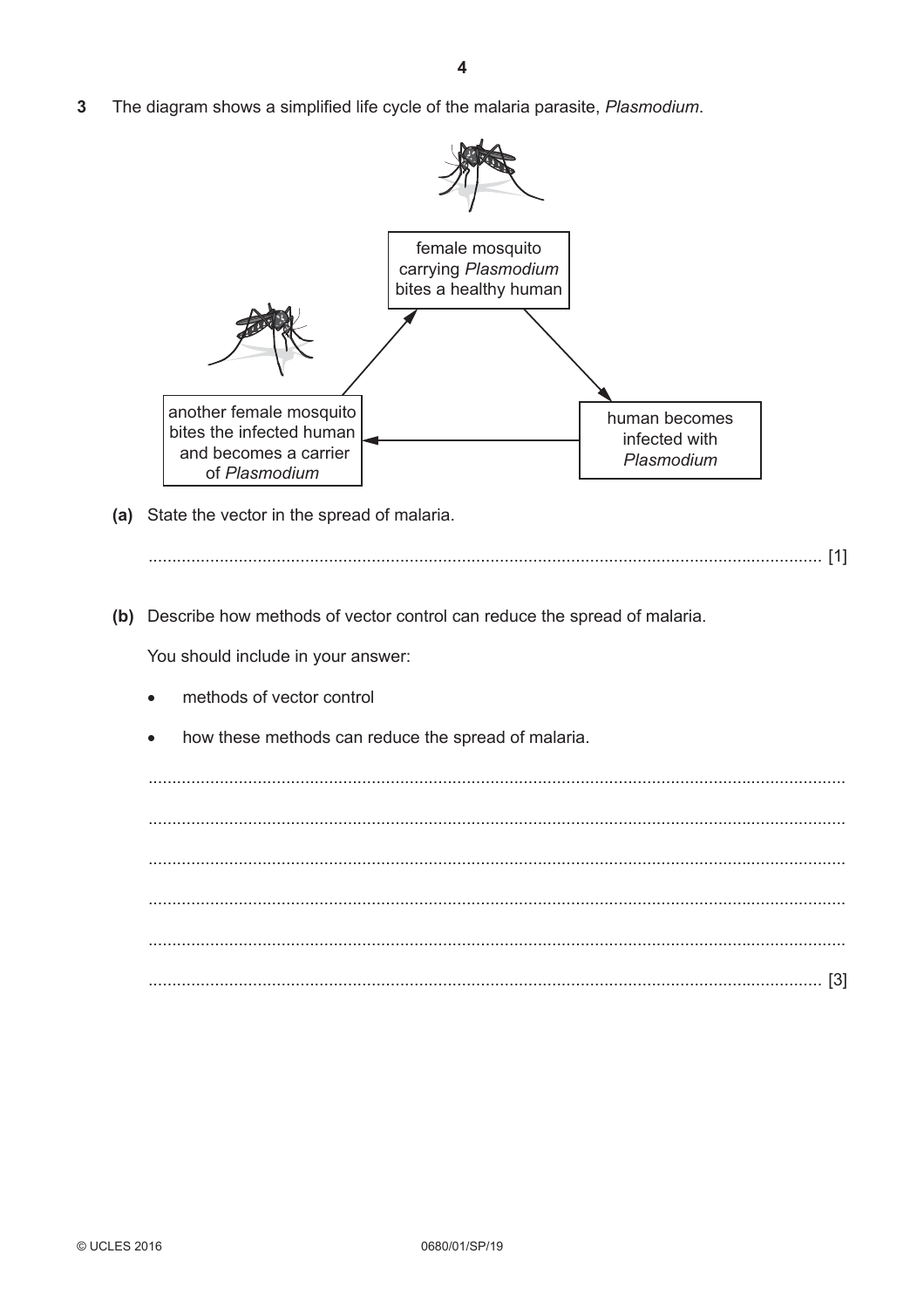**3** The diagram shows a simplified life cycle of the malaria parasite, *Plasmodium*.

female mosquito carrying *Plasmodium* bites a healthy human

human becomes infected with *Plasmodium*

another female mosquito bites the infected human and becomes a carrier of *Plasmodium*

**(a)** State the vector in the spread of malaria.

.............................................................................................................................................. [1]

**(b)** Describe how methods of vector control can reduce the spread of malaria.

You should include in your answer:

- methods of vector control
- how these methods can reduce the spread of malaria.

..............................................................................................................................................

..............................................................................................................................................

..............................................................................................................................................

..............................................................................................................................................

..............................................................................................................................................

.............................................................................................................................................. [3]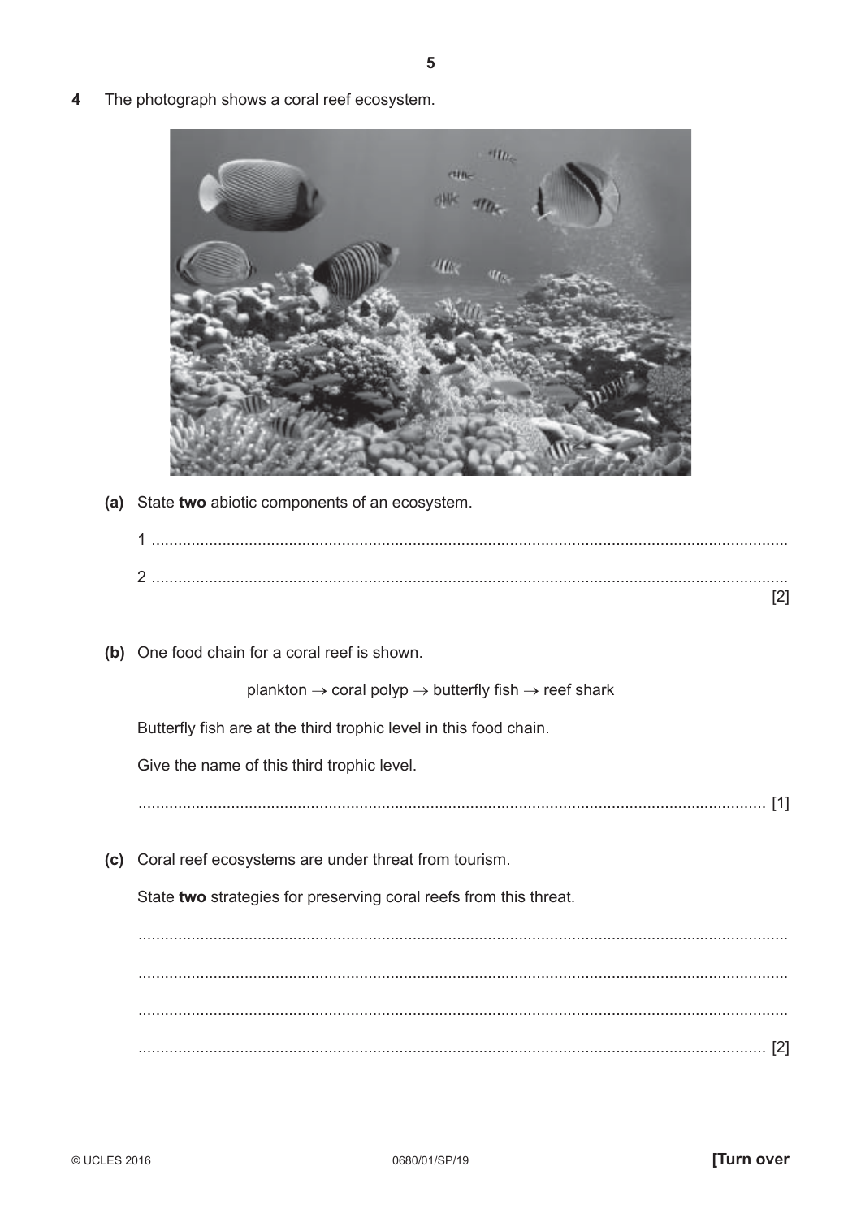**4** The photograph shows a coral reef ecosystem.

**(a)** State **two** abiotic components of an ecosystem.

1 ..............................................................................................................................

2 .............................................................................................................................. [2]

**(b)** One food chain for a coral reef is shown.

plankton → coral polyp → butterfly fish → reef shark

Butterfly fish are at the third trophic level in this food chain.

Give the name of this third trophic level.

.............................................................................................................................. [1]

**(c)** Coral reef ecosystems are under threat from tourism.

State **two** strategies for preserving coral reefs from this threat.

..............................................................................................................................

..............................................................................................................................

..............................................................................................................................

.............................................................................................................................. [2]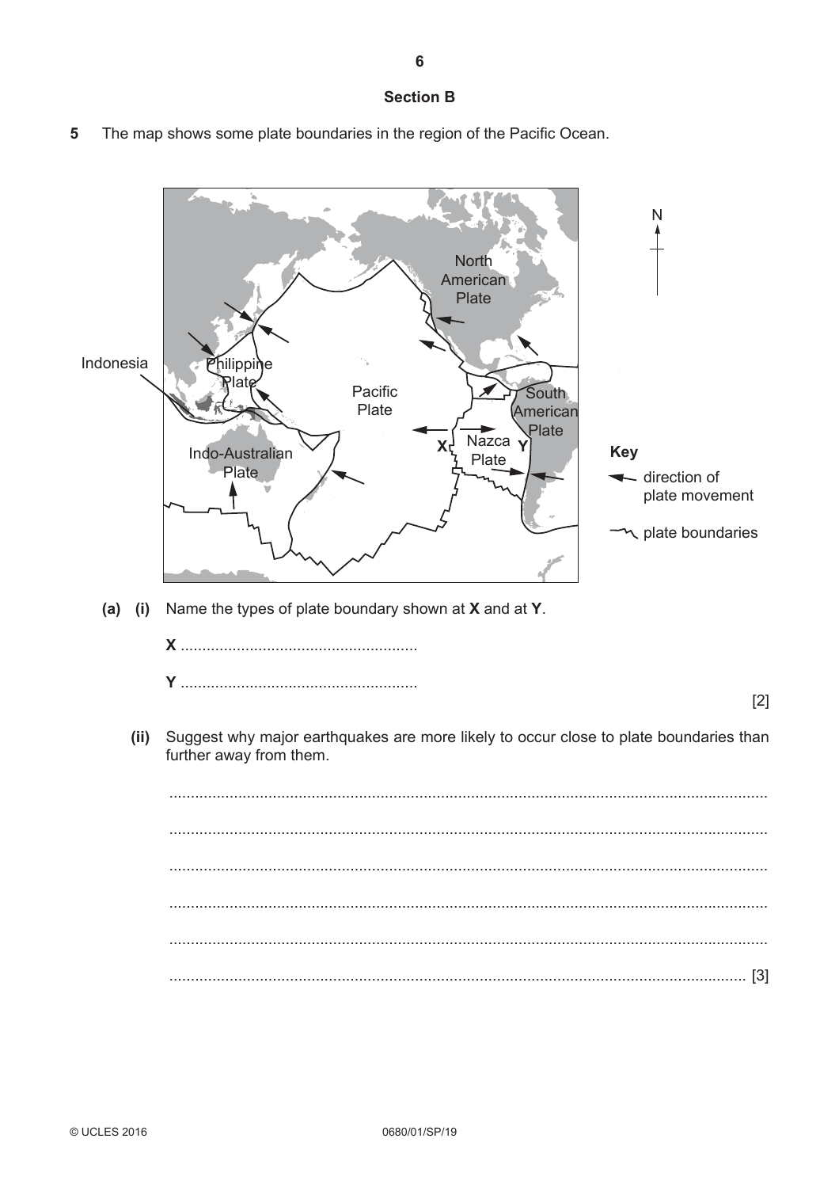## Section B

**5** The map shows some plate boundaries in the region of the Pacific Ocean.

Indonesia

Philippine Plate

North American Plate

Pacific Plate

South American Plate

Nazca Plate

Indo-Australian Plate

X

Y

N

**Key**

direction of plate movement

plate boundaries

**(a) (i)** Name the types of plate boundary shown at **X** and at **Y**.

**X** ......................................................

**Y** ......................................................

[2]

**(ii)** Suggest why major earthquakes are more likely to occur close to plate boundaries than further away from them.

..........................................................................................................................................

..........................................................................................................................................

..........................................................................................................................................

..........................................................................................................................................

..........................................................................................................................................

.................................................................................................................................... [3]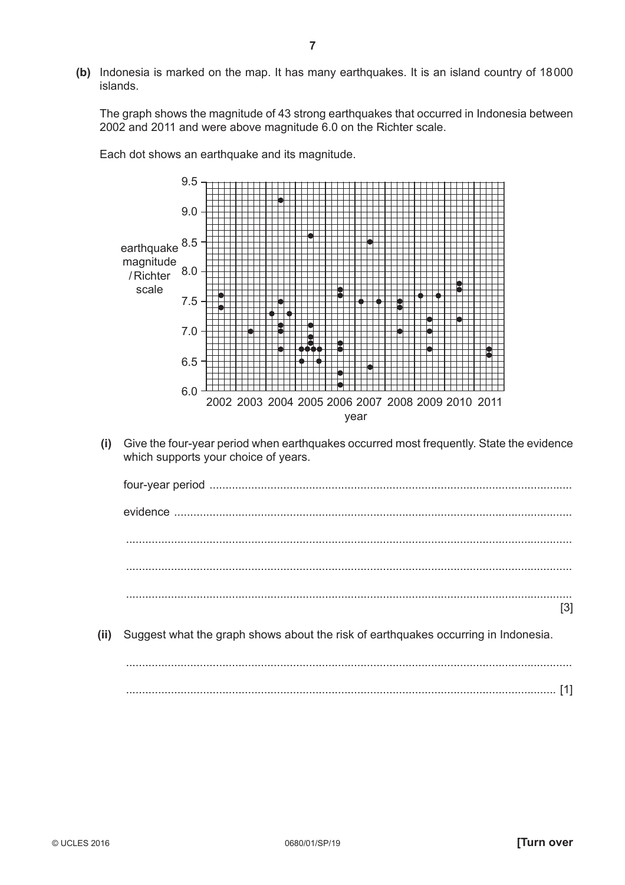**(b)** Indonesia is marked on the map. It has many earthquakes. It is an island country of 18 000 islands.

The graph shows the magnitude of 43 strong earthquakes that occurred in Indonesia between 2002 and 2011 and were above magnitude 6.0 on the Richter scale.

Each dot shows an earthquake and its magnitude.

**(i)** Give the four-year period when earthquakes occurred most frequently. State the evidence which supports your choice of years.

four-year period .......................................................................................................

evidence .......................................................................................................

.......................................................................................................

.......................................................................................................

....................................................................................................... [3]

**(ii)** Suggest what the graph shows about the risk of earthquakes occurring in Indonesia.

.......................................................................................................

....................................................................................................... [1]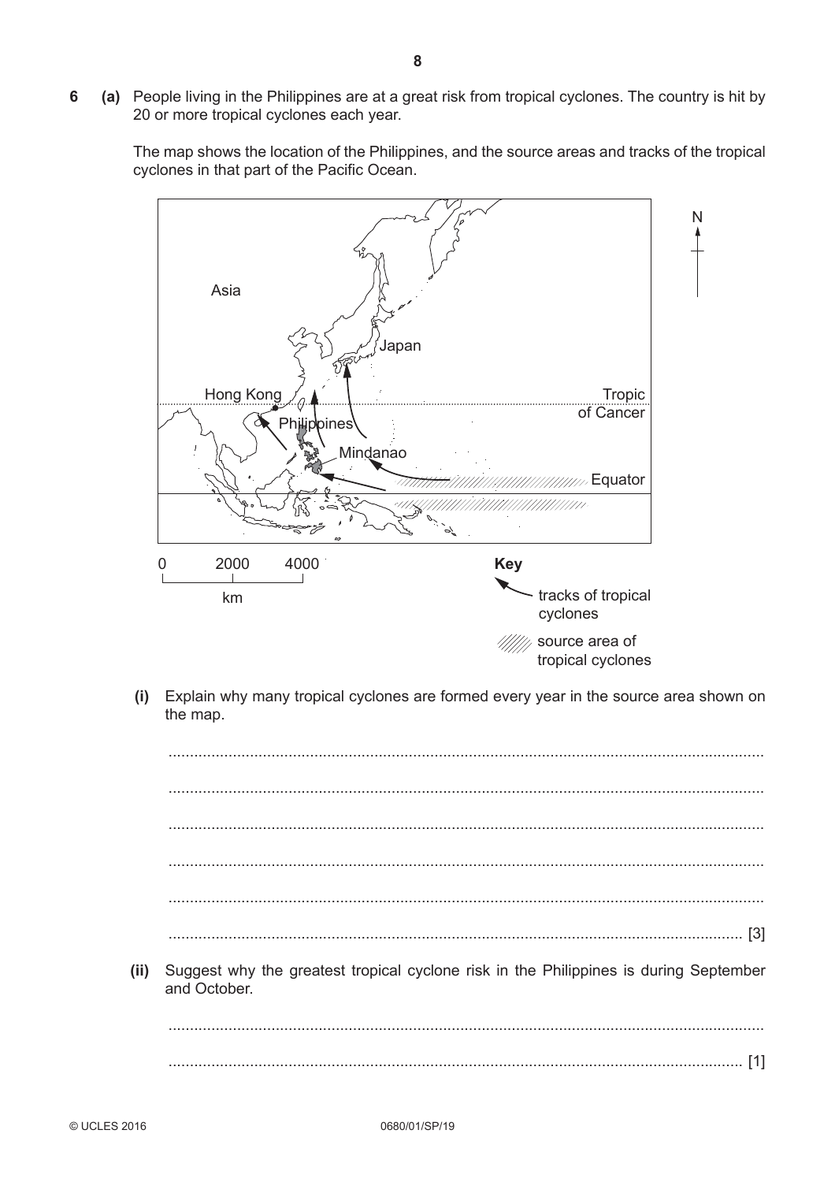**6 (a)** People living in the Philippines are at a great risk from tropical cyclones. The country is hit by 20 or more tropical cyclones each year.

The map shows the location of the Philippines, and the source areas and tracks of the tropical cyclones in that part of the Pacific Ocean.

Asia

Japan

Hong Kong

Tropic of Cancer

Philippines

Mindanao

Equator

N

0 2000 4000 km

**Key**

tracks of tropical cyclones

source area of tropical cyclones

**(i)** Explain why many tropical cyclones are formed every year in the source area shown on the map.

..........................................................................................................................................

..........................................................................................................................................

..........................................................................................................................................

..........................................................................................................................................

..........................................................................................................................................

.................................................................................................................................... [3]

**(ii)** Suggest why the greatest tropical cyclone risk in the Philippines is during September and October.

..........................................................................................................................................

.................................................................................................................................... [1]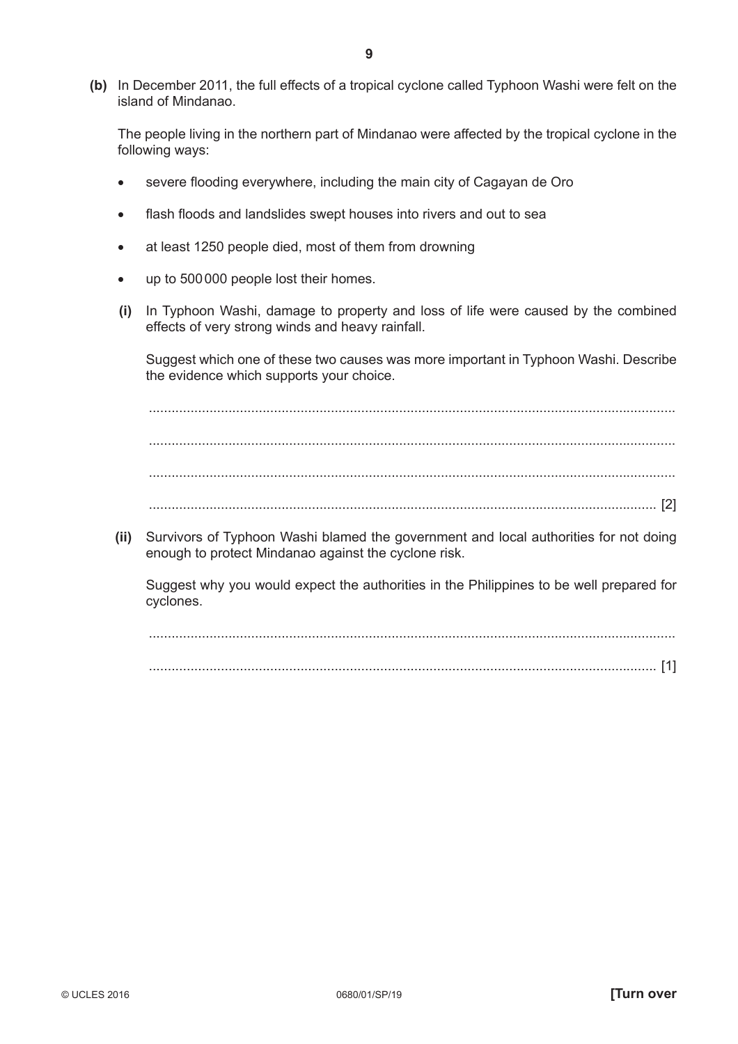**(b)** In December 2011, the full effects of a tropical cyclone called Typhoon Washi were felt on the island of Mindanao.

The people living in the northern part of Mindanao were affected by the tropical cyclone in the following ways:

- severe flooding everywhere, including the main city of Cagayan de Oro
- flash floods and landslides swept houses into rivers and out to sea
- at least 1250 people died, most of them from drowning
- up to 500 000 people lost their homes.

**(i)** In Typhoon Washi, damage to property and loss of life were caused by the combined effects of very strong winds and heavy rainfall.

Suggest which one of these two causes was more important in Typhoon Washi. Describe the evidence which supports your choice.

..........................................................................................................................................

..........................................................................................................................................

..........................................................................................................................................

...................................................................................................................................... [2]

**(ii)** Survivors of Typhoon Washi blamed the government and local authorities for not doing enough to protect Mindanao against the cyclone risk.

Suggest why you would expect the authorities in the Philippines to be well prepared for cyclones.

..........................................................................................................................................

...................................................................................................................................... [1]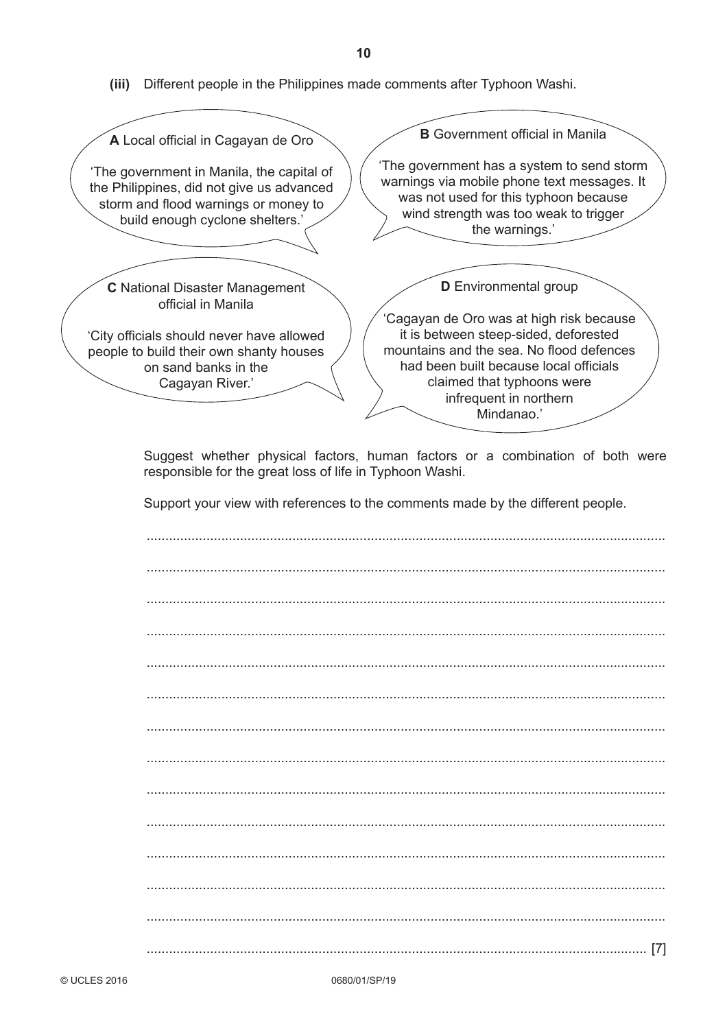**(iii)** Different people in the Philippines made comments after Typhoon Washi.

**A** Local official in Cagayan de Oro

'The government in Manila, the capital of the Philippines, did not give us advanced storm and flood warnings or money to build enough cyclone shelters.'

**B** Government official in Manila

'The government has a system to send storm warnings via mobile phone text messages. It was not used for this typhoon because wind strength was too weak to trigger the warnings.'

**C** National Disaster Management official in Manila

'City officials should never have allowed people to build their own shanty houses on sand banks in the Cagayan River.'

**D** Environmental group

'Cagayan de Oro was at high risk because it is between steep-sided, deforested mountains and the sea. No flood defences had been built because local officials claimed that typhoons were infrequent in northern Mindanao.'

Suggest whether physical factors, human factors or a combination of both were responsible for the great loss of life in Typhoon Washi.

Support your view with references to the comments made by the different people.

..........................................................................................................................................

..........................................................................................................................................

..........................................................................................................................................

..........................................................................................................................................

..........................................................................................................................................

..........................................................................................................................................

..........................................................................................................................................

..........................................................................................................................................

..........................................................................................................................................

..........................................................................................................................................

..........................................................................................................................................

..........................................................................................................................................

..........................................................................................................................................

.................................................................................................................................... [7]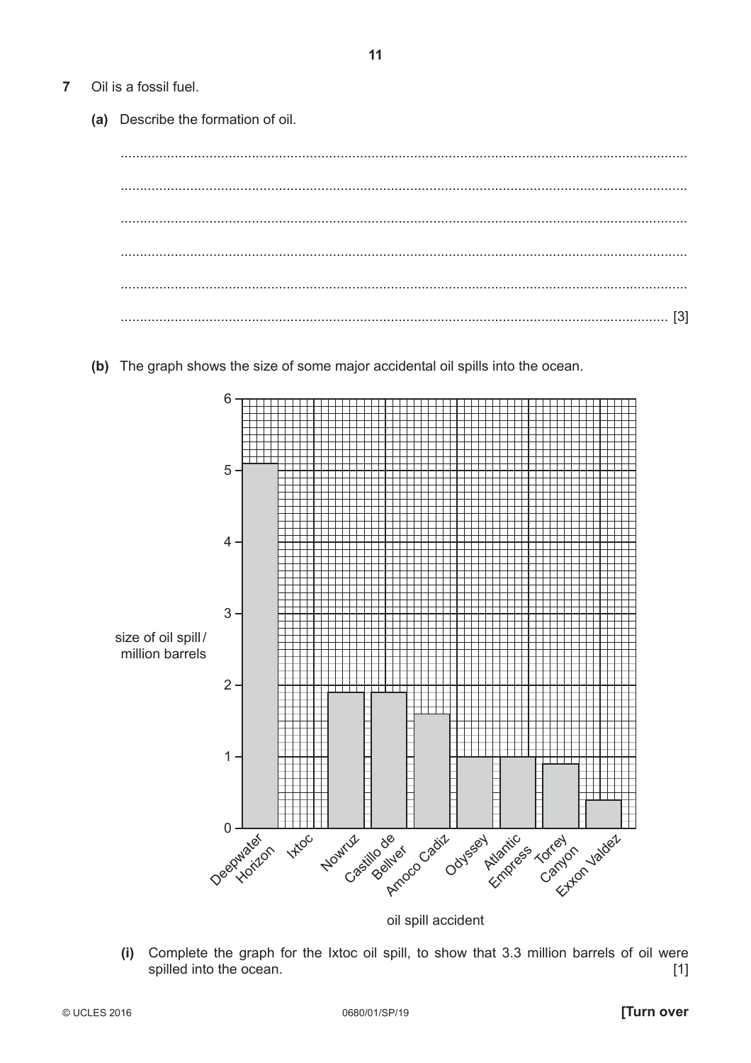**7** Oil is a fossil fuel.

**(a)** Describe the formation of oil.

.................................................................................................................................................

.................................................................................................................................................

.................................................................................................................................................

.................................................................................................................................................

.................................................................................................................................................

................................................................................................................................................. [3]

**(b)** The graph shows the size of some major accidental oil spills into the ocean.

| oil spill accident | size of oil spill / million barrels |
| --- | --- |
| Deepwater Horizon | 5.1 |
| Ixtoc | |
| Nowruz | 1.9 |
| Castillo de Bellver | 1.9 |
| Amoco Cadiz | 1.6 |
| Odyssey | 1.0 |
| Atlantic Empress | 1.0 |
| Torrey Canyon | 0.9 |
| Exxon Valdez | 0.4 |

**(i)** Complete the graph for the Ixtoc oil spill, to show that 3.3 million barrels of oil were spilled into the ocean. [1]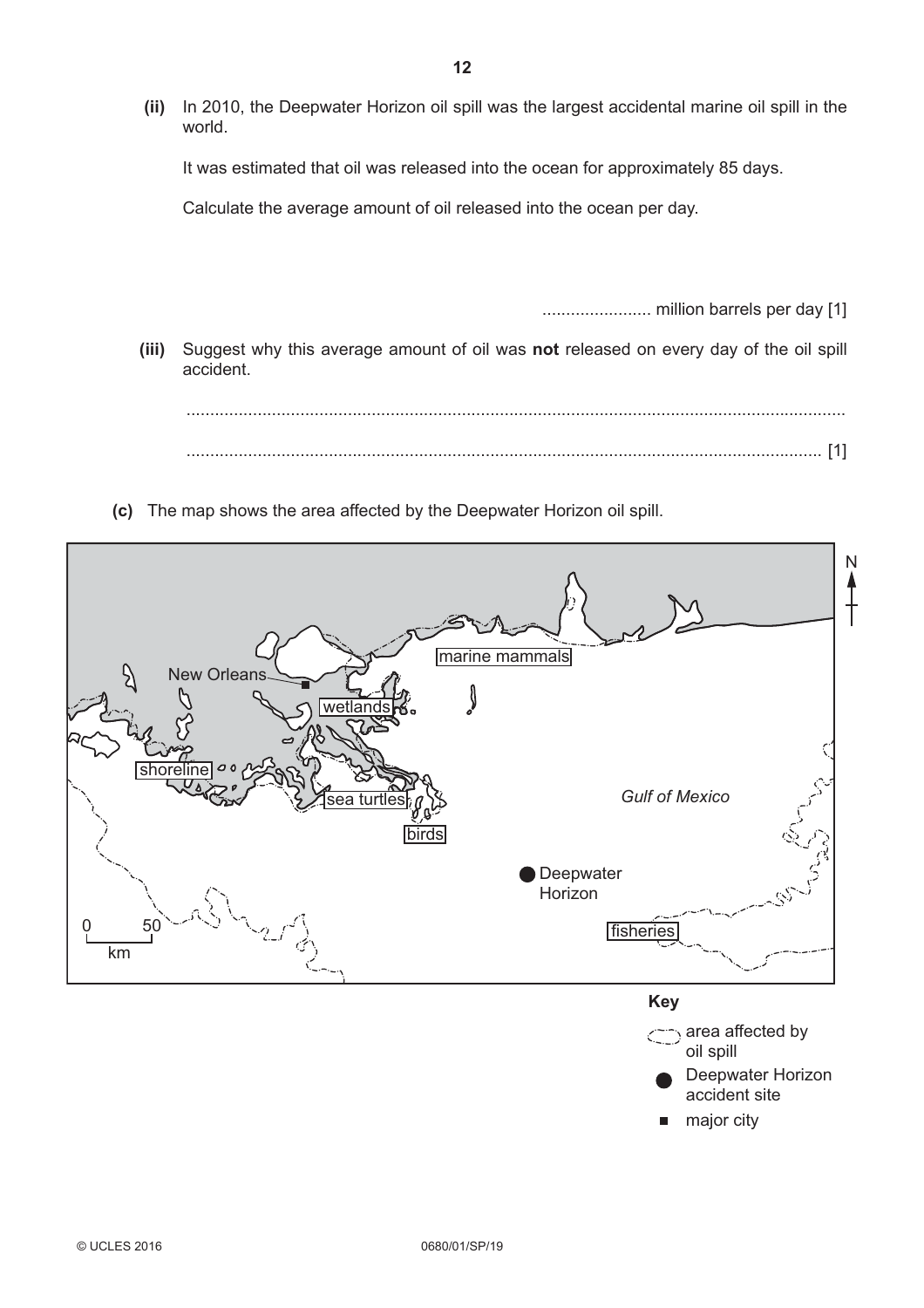**(ii)** In 2010, the Deepwater Horizon oil spill was the largest accidental marine oil spill in the world.

It was estimated that oil was released into the ocean for approximately 85 days.

Calculate the average amount of oil released into the ocean per day.

....................... million barrels per day [1]

**(iii)** Suggest why this average amount of oil was **not** released on every day of the oil spill accident.

..........................................................................................................................................

..................................................................................................................................... [1]

**(c)** The map shows the area affected by the Deepwater Horizon oil spill.

Key

area affected by oil spill

Deepwater Horizon accident site

major city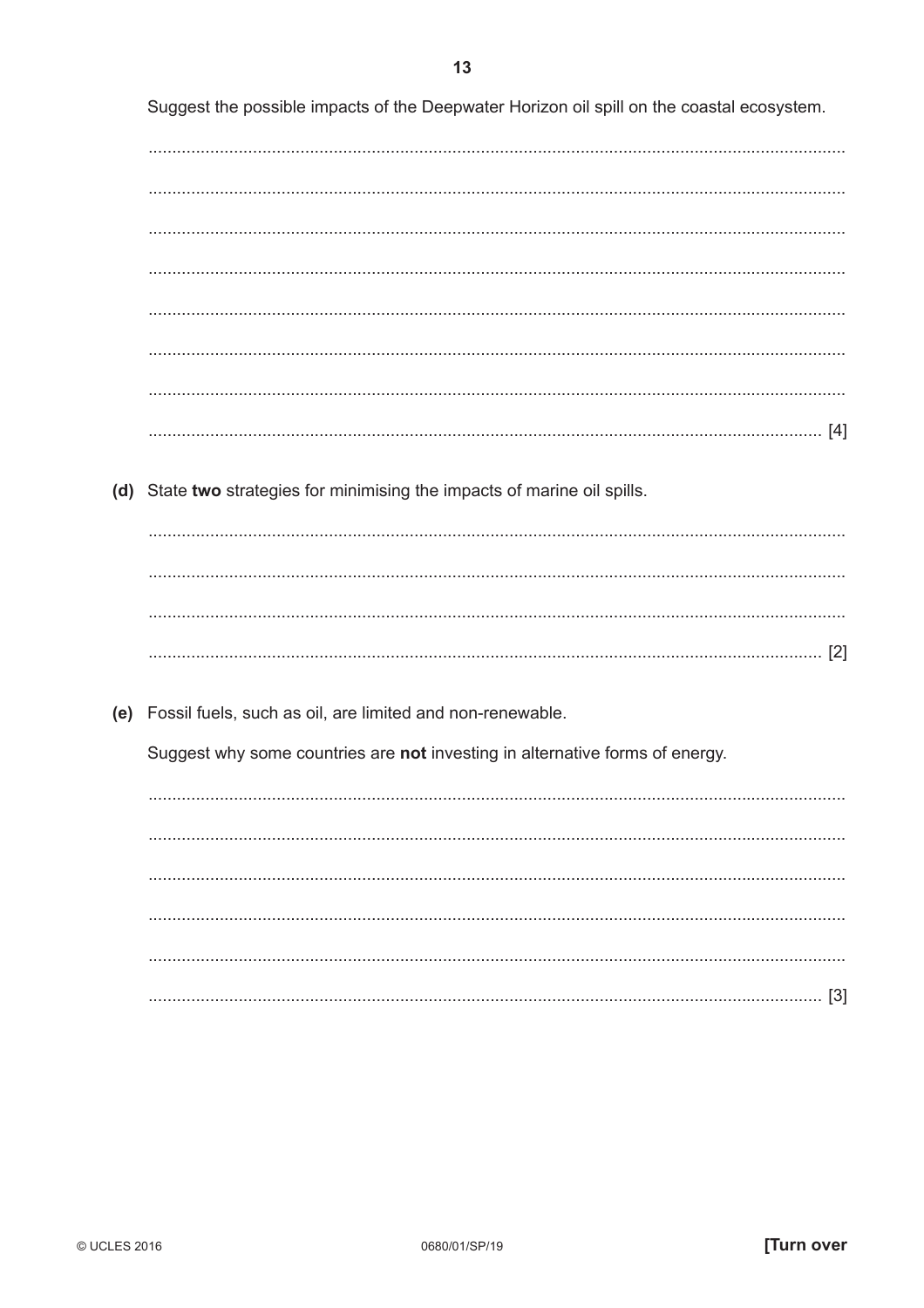Suggest the possible impacts of the Deepwater Horizon oil spill on the coastal ecosystem.

..........................................................................................................................................

..........................................................................................................................................

..........................................................................................................................................

..........................................................................................................................................

..........................................................................................................................................

..........................................................................................................................................

..........................................................................................................................................

.................................................................................................................................... [4]

**(d)** State **two** strategies for minimising the impacts of marine oil spills.

..........................................................................................................................................

..........................................................................................................................................

..........................................................................................................................................

.................................................................................................................................... [2]

**(e)** Fossil fuels, such as oil, are limited and non-renewable.

Suggest why some countries are **not** investing in alternative forms of energy.

..........................................................................................................................................

..........................................................................................................................................

..........................................................................................................................................

..........................................................................................................................................

..........................................................................................................................................

.................................................................................................................................... [3]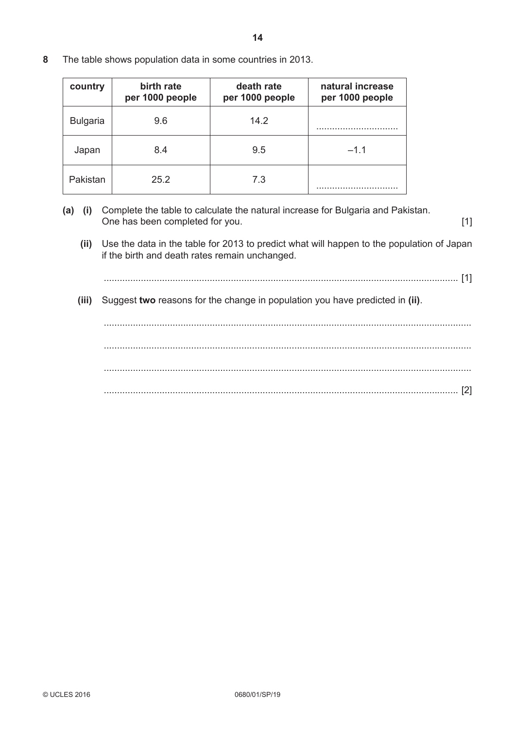**8** The table shows population data in some countries in 2013.

| country | birth rate per 1000 people | death rate per 1000 people | natural increase per 1000 people |
|---|---|---|---|
| Bulgaria | 9.6 | 14.2 | .............................. |
| Japan | 8.4 | 9.5 | –1.1 |
| Pakistan | 25.2 | 7.3 | .............................. |

**(a) (i)** Complete the table to calculate the natural increase for Bulgaria and Pakistan. One has been completed for you. [1]

**(ii)** Use the data in the table for 2013 to predict what will happen to the population of Japan if the birth and death rates remain unchanged.

.................................................................................................................................... [1]

**(iii)** Suggest **two** reasons for the change in population you have predicted in **(ii)**.

....................................................................................................................................

....................................................................................................................................

....................................................................................................................................

.................................................................................................................................... [2]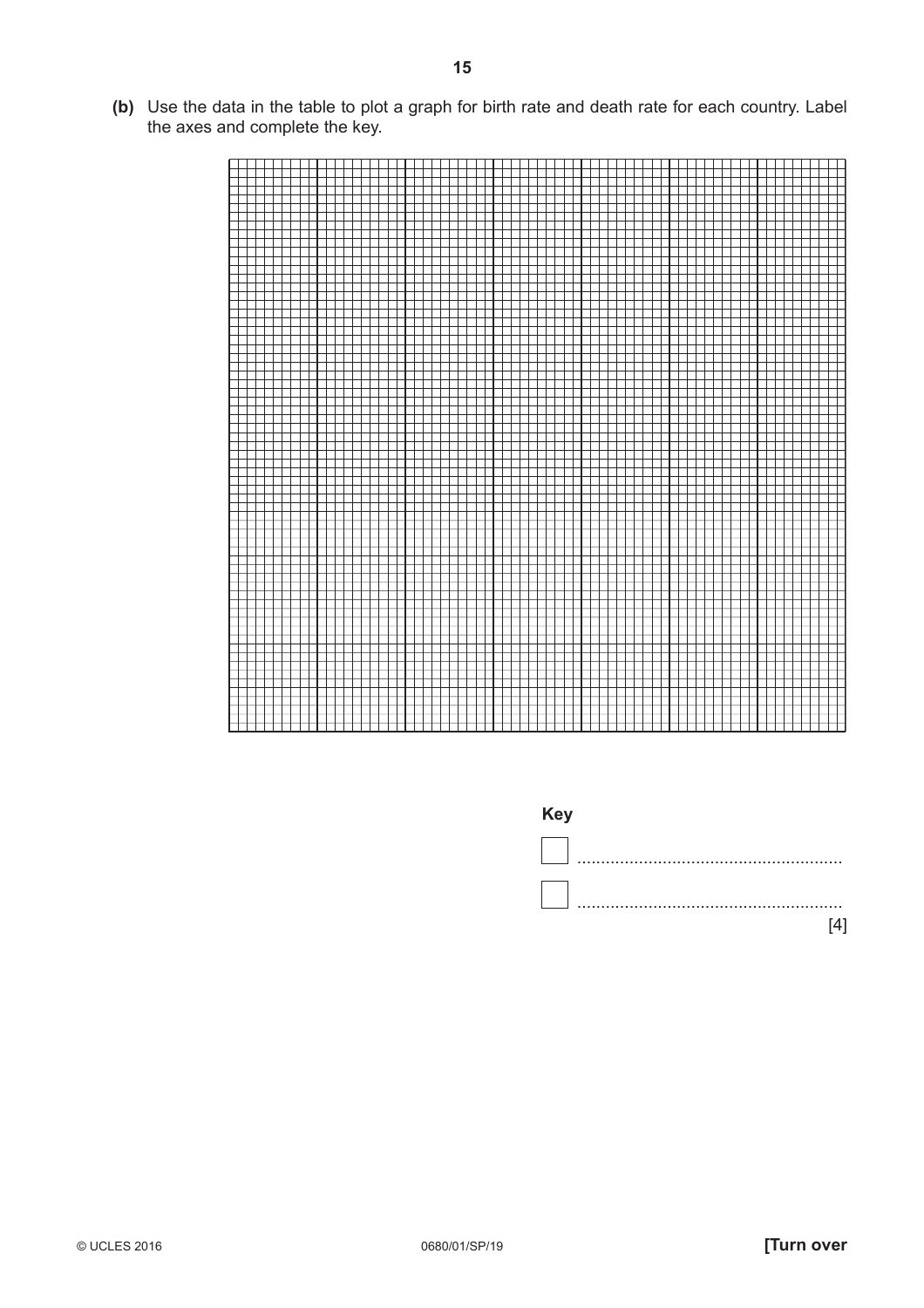**(b)** Use the data in the table to plot a graph for birth rate and death rate for each country. Label the axes and complete the key.

**Key**

☐ ........................................................

☐ ........................................................

[4]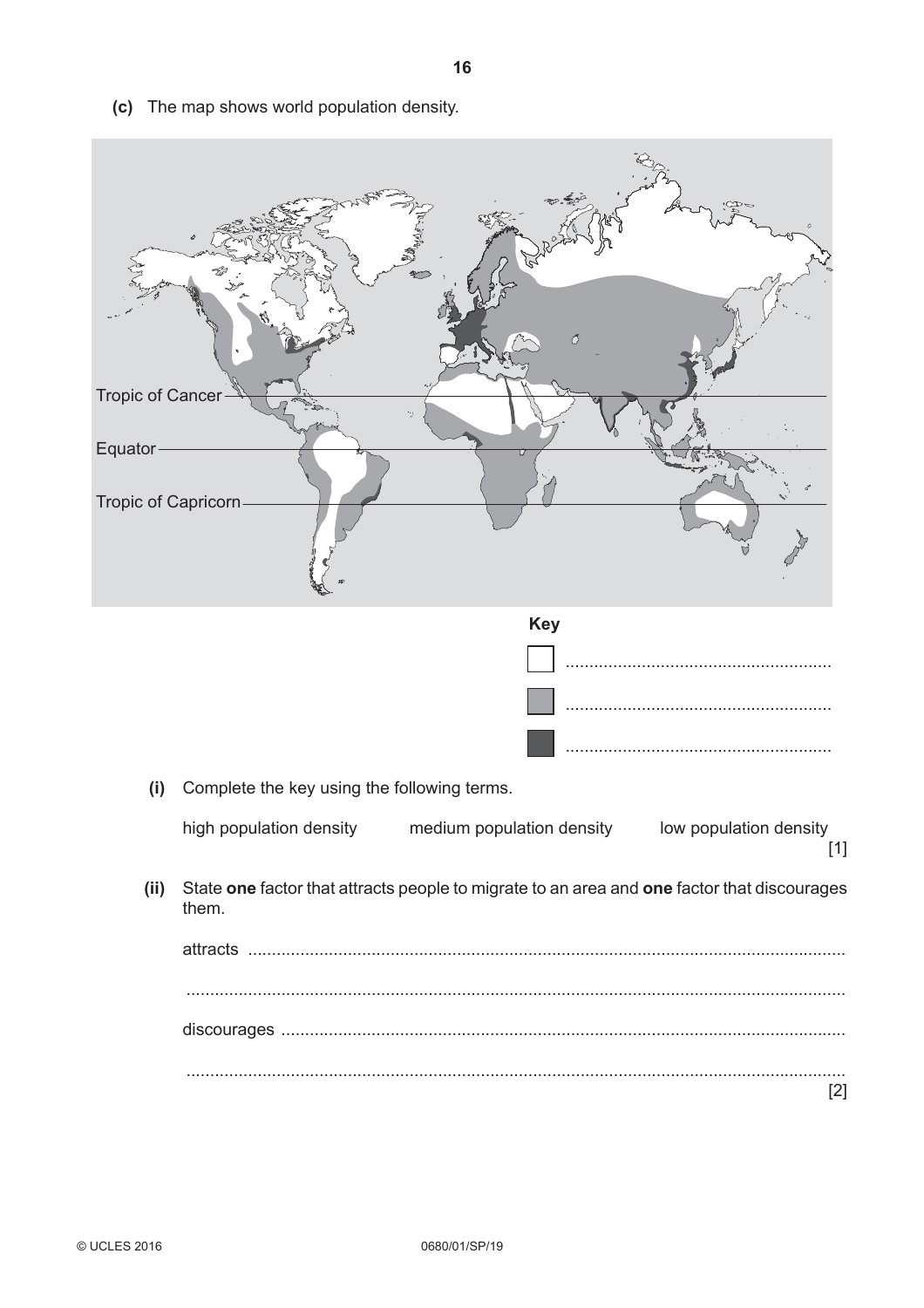(c) The map shows world population density.

Tropic of Cancer

Equator

Tropic of Capricorn

**Key**

- [white] ........................................................
- [light grey] ........................................................
- [dark grey] ........................................................

**(i)** Complete the key using the following terms.

high population density    medium population density    low population density

[1]

**(ii)** State **one** factor that attracts people to migrate to an area and **one** factor that discourages them.

attracts ..........................................................................................................................

..........................................................................................................................

discourages ..........................................................................................................................

..........................................................................................................................

[2]

© UCLES 2016    0680/01/SP/19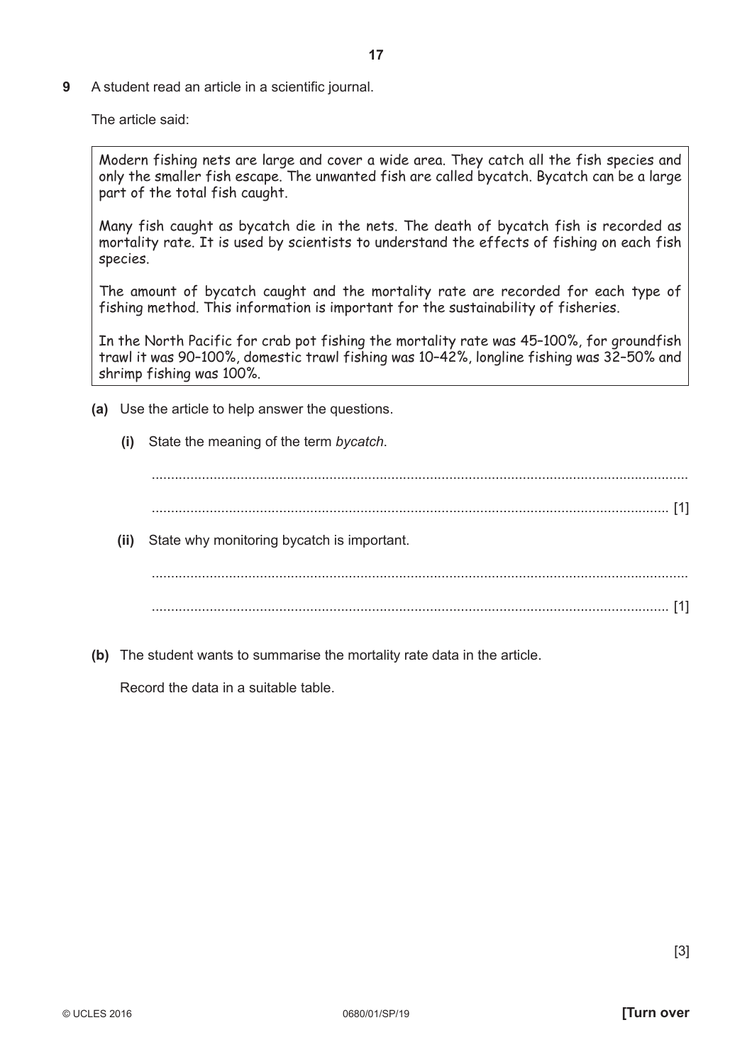**9** A student read an article in a scientific journal.

The article said:

> Modern fishing nets are large and cover a wide area. They catch all the fish species and only the smaller fish escape. The unwanted fish are called bycatch. Bycatch can be a large part of the total fish caught.
>
> Many fish caught as bycatch die in the nets. The death of bycatch fish is recorded as mortality rate. It is used by scientists to understand the effects of fishing on each fish species.
>
> The amount of bycatch caught and the mortality rate are recorded for each type of fishing method. This information is important for the sustainability of fisheries.
>
> In the North Pacific for crab pot fishing the mortality rate was 45–100%, for groundfish trawl it was 90–100%, domestic trawl fishing was 10–42%, longline fishing was 32–50% and shrimp fishing was 100%.

**(a)** Use the article to help answer the questions.

**(i)** State the meaning of the term *bycatch*.

.......................................................................................................................................

.................................................................................................................................. [1]

**(ii)** State why monitoring bycatch is important.

.......................................................................................................................................

.................................................................................................................................. [1]

**(b)** The student wants to summarise the mortality rate data in the article.

Record the data in a suitable table.

[3]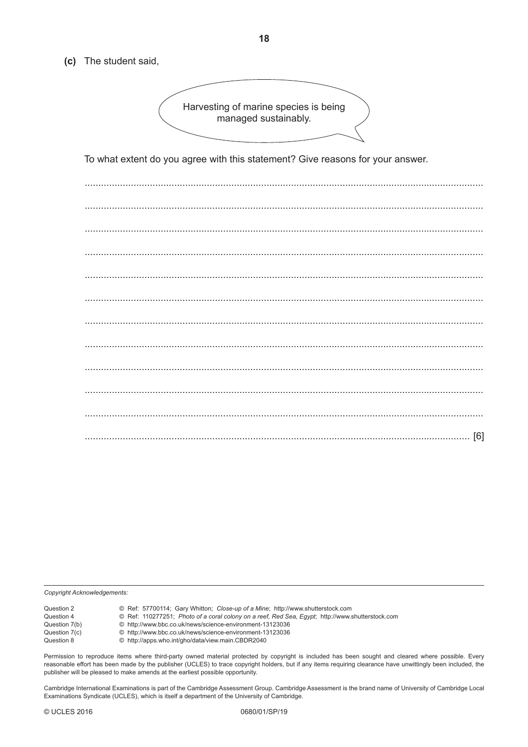**(c)** The student said,

> Harvesting of marine species is being managed sustainably.

To what extent do you agree with this statement? Give reasons for your answer.

..........................................................................................................................................

..........................................................................................................................................

..........................................................................................................................................

..........................................................................................................................................

..........................................................................................................................................

..........................................................................................................................................

..........................................................................................................................................

..........................................................................................................................................

..........................................................................................................................................

..........................................................................................................................................

..........................................................................................................................................

.................................................................................................................................... [6]

*Copyright Acknowledgements:*

Question 2 © Ref: 57700114; Gary Whitton; *Close-up of a Mine*; http://www.shutterstock.com
Question 4 © Ref: 110277251; *Photo of a coral colony on a reef, Red Sea, Egypt*; http://www.shutterstock.com
Question 7(b) © http://www.bbc.co.uk/news/science-environment-13123036
Question 7(c) © http://www.bbc.co.uk/news/science-environment-13123036
Question 8 © http://apps.who.int/gho/data/view.main.CBDR2040

Permission to reproduce items where third-party owned material protected by copyright is included has been sought and cleared where possible. Every reasonable effort has been made by the publisher (UCLES) to trace copyright holders, but if any items requiring clearance have unwittingly been included, the publisher will be pleased to make amends at the earliest possible opportunity.

Cambridge International Examinations is part of the Cambridge Assessment Group. Cambridge Assessment is the brand name of University of Cambridge Local Examinations Syndicate (UCLES), which is itself a department of the University of Cambridge.